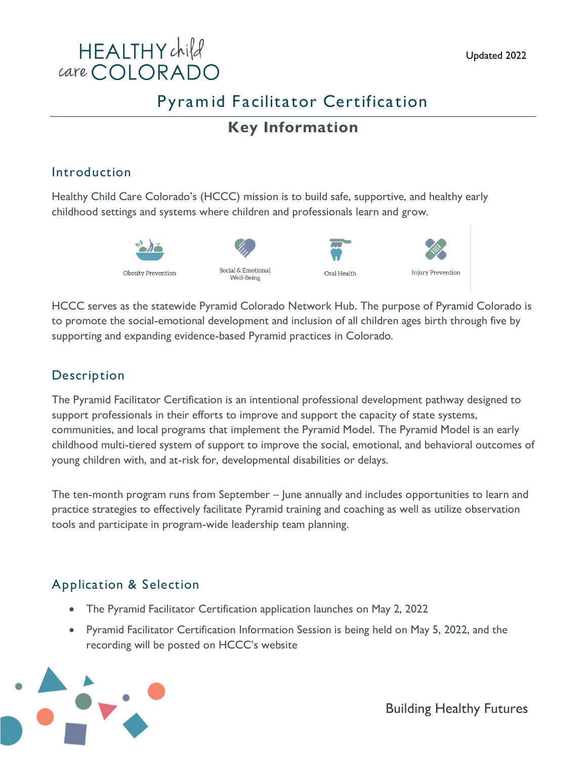HEALTHY child care COLORADO

Updated 2022

# Pyramid Facilitator Certification

## Key Information

### Introduction

Healthy Child Care Colorado's (HCCC) mission is to build safe, supportive, and healthy early childhood settings and systems where children and professionals learn and grow.

Obesity Prevention | Social & Emotional Well-Being | Oral Health | Injury Prevention

HCCC serves as the statewide Pyramid Colorado Network Hub. The purpose of Pyramid Colorado is to promote the social-emotional development and inclusion of all children ages birth through five by supporting and expanding evidence-based Pyramid practices in Colorado.

### Description

The Pyramid Facilitator Certification is an intentional professional development pathway designed to support professionals in their efforts to improve and support the capacity of state systems, communities, and local programs that implement the Pyramid Model. The Pyramid Model is an early childhood multi-tiered system of support to improve the social, emotional, and behavioral outcomes of young children with, and at-risk for, developmental disabilities or delays.

The ten-month program runs from September – June annually and includes opportunities to learn and practice strategies to effectively facilitate Pyramid training and coaching as well as utilize observation tools and participate in program-wide leadership team planning.

### Application & Selection

- The Pyramid Facilitator Certification application launches on May 2, 2022
- Pyramid Facilitator Certification Information Session is being held on May 5, 2022, and the recording will be posted on HCCC's website

Building Healthy Futures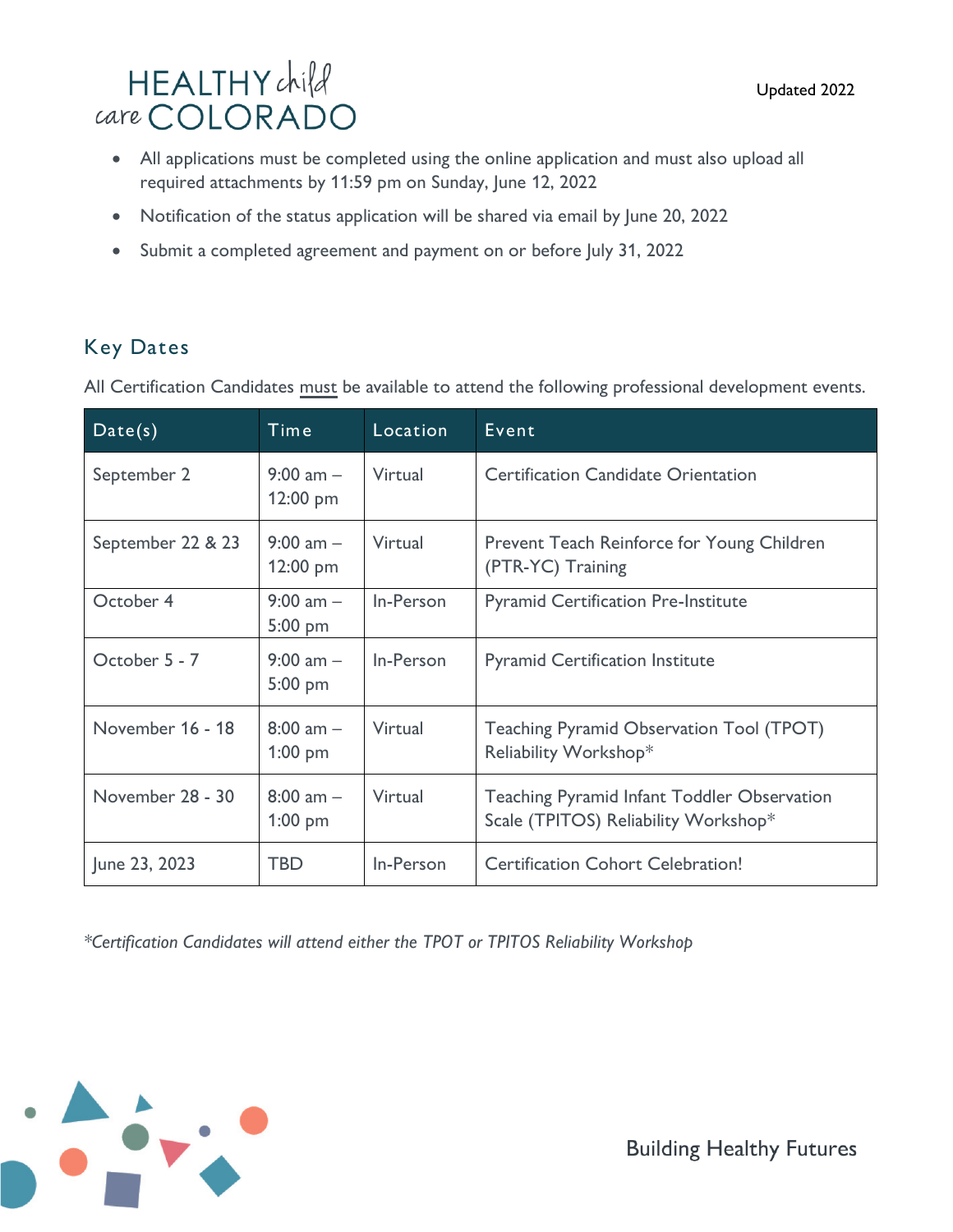- All applications must be completed using the online application and must also upload all required attachments by 11:59 pm on Sunday, June 12, 2022
- Notification of the status application will be shared via email by June 20, 2022
- Submit a completed agreement and payment on or before July 31, 2022

## Key Dates

All Certification Candidates must be available to attend the following professional development events.

| Date(s) | Time | Location | Event |
|---|---|---|---|
| September 2 | 9:00 am – 12:00 pm | Virtual | Certification Candidate Orientation |
| September 22 & 23 | 9:00 am – 12:00 pm | Virtual | Prevent Teach Reinforce for Young Children (PTR-YC) Training |
| October 4 | 9:00 am – 5:00 pm | In-Person | Pyramid Certification Pre-Institute |
| October 5 - 7 | 9:00 am – 5:00 pm | In-Person | Pyramid Certification Institute |
| November 16 - 18 | 8:00 am – 1:00 pm | Virtual | Teaching Pyramid Observation Tool (TPOT) Reliability Workshop* |
| November 28 - 30 | 8:00 am – 1:00 pm | Virtual | Teaching Pyramid Infant Toddler Observation Scale (TPITOS) Reliability Workshop* |
| June 23, 2023 | TBD | In-Person | Certification Cohort Celebration! |

*\*Certification Candidates will attend either the TPOT or TPITOS Reliability Workshop*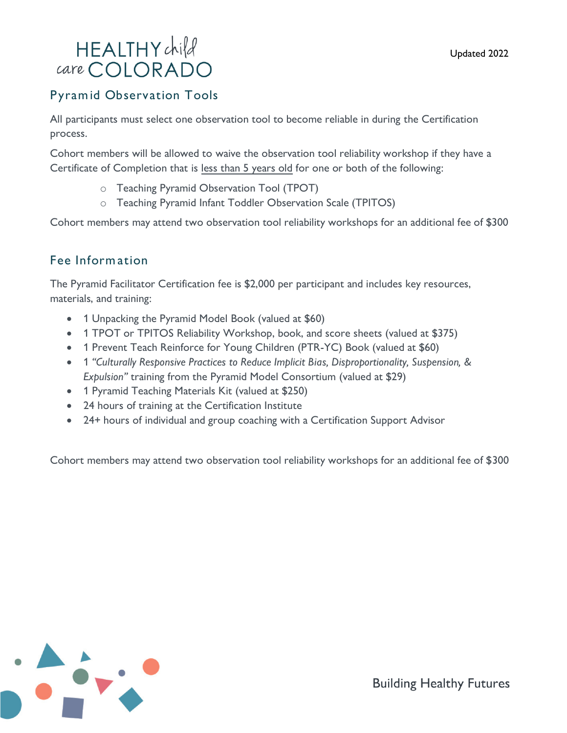## Pyramid Observation Tools

All participants must select one observation tool to become reliable in during the Certification process.

Cohort members will be allowed to waive the observation tool reliability workshop if they have a Certificate of Completion that is less than 5 years old for one or both of the following:

- Teaching Pyramid Observation Tool (TPOT)
- Teaching Pyramid Infant Toddler Observation Scale (TPITOS)

Cohort members may attend two observation tool reliability workshops for an additional fee of $300

## Fee Information

The Pyramid Facilitator Certification fee is $2,000 per participant and includes key resources, materials, and training:

- 1 Unpacking the Pyramid Model Book (valued at $60)
- 1 TPOT or TPITOS Reliability Workshop, book, and score sheets (valued at $375)
- 1 Prevent Teach Reinforce for Young Children (PTR-YC) Book (valued at $60)
- 1 *"Culturally Responsive Practices to Reduce Implicit Bias, Disproportionality, Suspension, & Expulsion"* training from the Pyramid Model Consortium (valued at $29)
- 1 Pyramid Teaching Materials Kit (valued at $250)
- 24 hours of training at the Certification Institute
- 24+ hours of individual and group coaching with a Certification Support Advisor

Cohort members may attend two observation tool reliability workshops for an additional fee of $300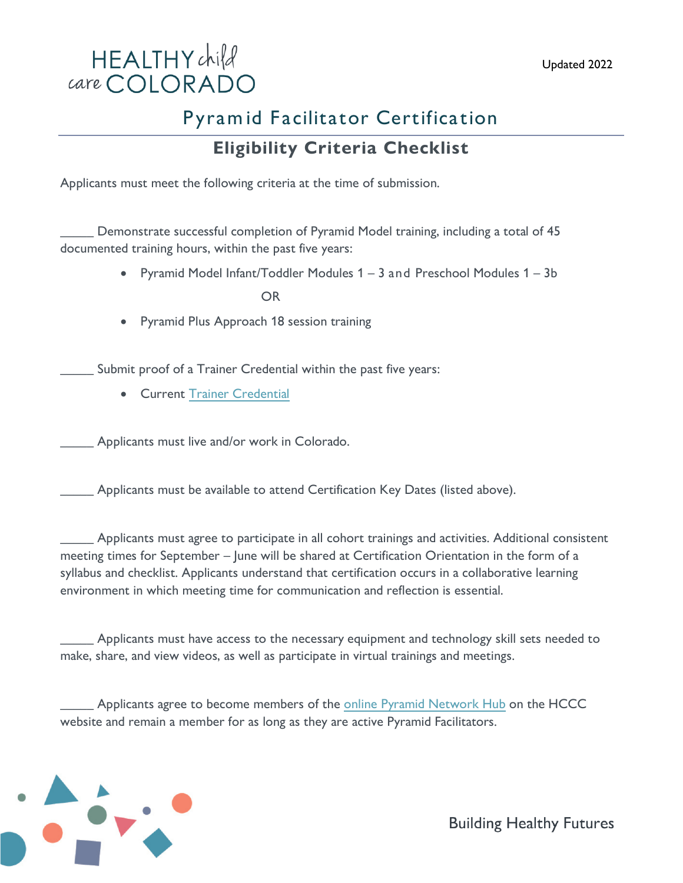HEALTHY child care COLORADO

Updated 2022

# Pyramid Facilitator Certification

## Eligibility Criteria Checklist

Applicants must meet the following criteria at the time of submission.

_____ Demonstrate successful completion of Pyramid Model training, including a total of 45 documented training hours, within the past five years:

- Pyramid Model Infant/Toddler Modules 1 – 3 and Preschool Modules 1 – 3b

  OR

- Pyramid Plus Approach 18 session training

_____ Submit proof of a Trainer Credential within the past five years:

- Current Trainer Credential

_____ Applicants must live and/or work in Colorado.

_____ Applicants must be available to attend Certification Key Dates (listed above).

_____ Applicants must agree to participate in all cohort trainings and activities. Additional consistent meeting times for September – June will be shared at Certification Orientation in the form of a syllabus and checklist. Applicants understand that certification occurs in a collaborative learning environment in which meeting time for communication and reflection is essential.

_____ Applicants must have access to the necessary equipment and technology skill sets needed to make, share, and view videos, as well as participate in virtual trainings and meetings.

_____ Applicants agree to become members of the online Pyramid Network Hub on the HCCC website and remain a member for as long as they are active Pyramid Facilitators.

Building Healthy Futures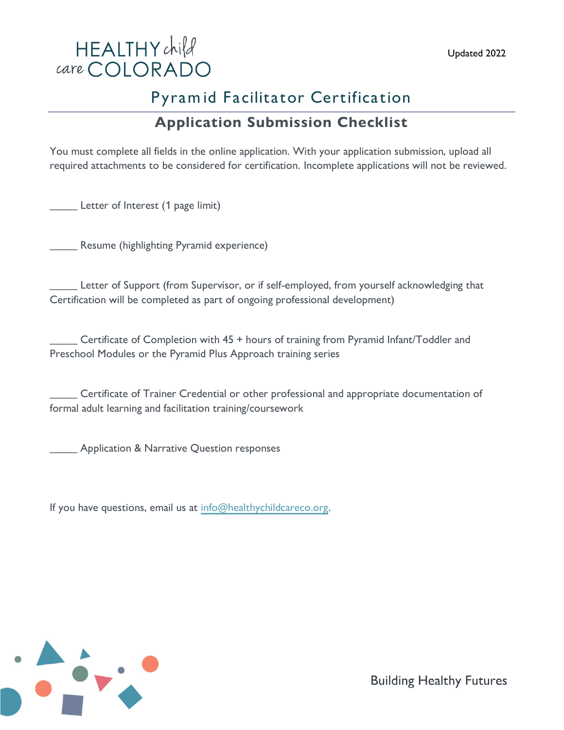HEALTHY child care COLORADO

Updated 2022

# Pyramid Facilitator Certification

## Application Submission Checklist

You must complete all fields in the online application. With your application submission, upload all required attachments to be considered for certification. Incomplete applications will not be reviewed.

_____ Letter of Interest (1 page limit)

_____ Resume (highlighting Pyramid experience)

_____ Letter of Support (from Supervisor, or if self-employed, from yourself acknowledging that Certification will be completed as part of ongoing professional development)

_____ Certificate of Completion with 45 + hours of training from Pyramid Infant/Toddler and Preschool Modules or the Pyramid Plus Approach training series

_____ Certificate of Trainer Credential or other professional and appropriate documentation of formal adult learning and facilitation training/coursework

_____ Application & Narrative Question responses

If you have questions, email us at info@healthychildcareco.org.

Building Healthy Futures